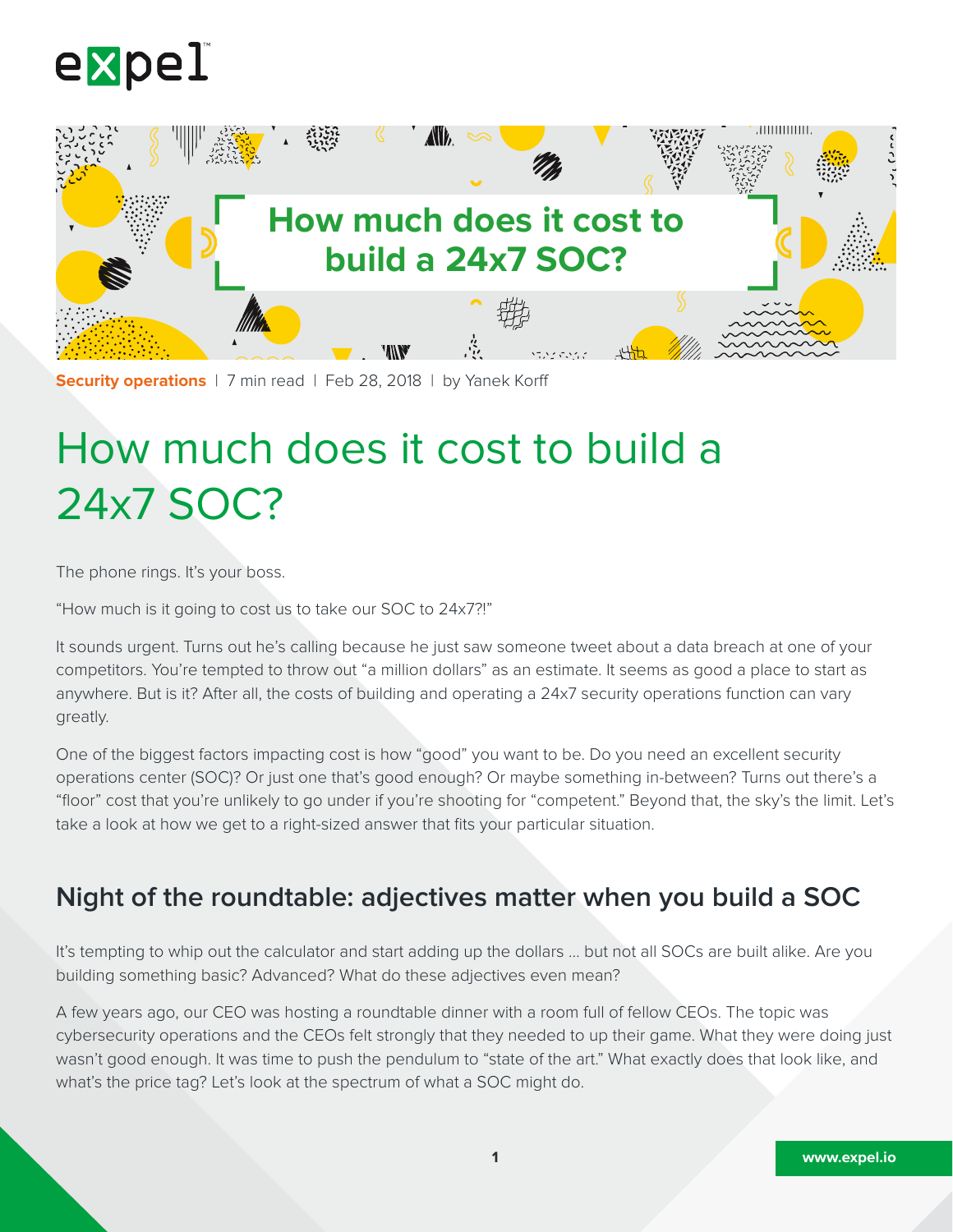# How much does it cost to build a 24x7 SOC?

**Security operations** | 7 min read | Feb 28, 2018 | by Yanek Korff

The phone rings. It's your boss.

"How much is it going to cost us to take our SOC to 24x7?!"

It sounds urgent. Turns out he's calling because he just saw someone tweet about a data breach at one of your competitors. You're tempted to throw out "a million dollars" as an estimate. It seems as good a place to start as anywhere. But is it? After all, the costs of building and operating a 24x7 security operations function can vary greatly.

One of the biggest factors impacting cost is how "good" you want to be. Do you need an excellent security operations center (SOC)? Or just one that's good enough? Or maybe something in-between? Turns out there's a "floor" cost that you're unlikely to go under if you're shooting for "competent." Beyond that, the sky's the limit. Let's take a look at how we get to a right-sized answer that fits your particular situation.

## Night of the roundtable: adjectives matter when you build a SOC

It's tempting to whip out the calculator and start adding up the dollars ... but not all SOCs are built alike. Are you building something basic? Advanced? What do these adjectives even mean?

A few years ago, our CEO was hosting a roundtable dinner with a room full of fellow CEOs. The topic was cybersecurity operations and the CEOs felt strongly that they needed to up their game. What they were doing just wasn't good enough. It was time to push the pendulum to "state of the art." What exactly does that look like, and what's the price tag? Let's look at the spectrum of what a SOC might do.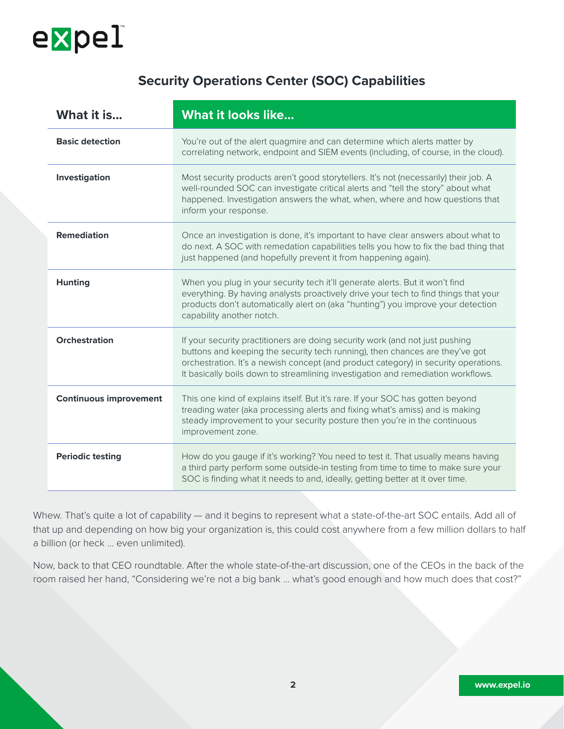## Security Operations Center (SOC) Capabilities

| What it is... | What it looks like... |
| --- | --- |
| **Basic detection** | You're out of the alert quagmire and can determine which alerts matter by correlating network, endpoint and SIEM events (including, of course, in the cloud). |
| **Investigation** | Most security products aren't good storytellers. It's not (necessarily) their job. A well-rounded SOC can investigate critical alerts and "tell the story" about what happened. Investigation answers the what, when, where and how questions that inform your response. |
| **Remediation** | Once an investigation is done, it's important to have clear answers about what to do next. A SOC with remedation capabilities tells you how to fix the bad thing that just happened (and hopefully prevent it from happening again). |
| **Hunting** | When you plug in your security tech it'll generate alerts. But it won't find everything. By having analysts proactively drive your tech to find things that your products don't automatically alert on (aka "hunting") you improve your detection capability another notch. |
| **Orchestration** | If your security practitioners are doing security work (and not just pushing buttons and keeping the security tech running), then chances are they've got orchestration. It's a newish concept (and product category) in security operations. It basically boils down to streamlining investigation and remediation workflows. |
| **Continuous improvement** | This one kind of explains itself. But it's rare. If your SOC has gotten beyond treading water (aka processing alerts and fixing what's amiss) and is making steady improvement to your security posture then you're in the continuous improvement zone. |
| **Periodic testing** | How do you gauge if it's working? You need to test it. That usually means having a third party perform some outside-in testing from time to time to make sure your SOC is finding what it needs to and, ideally, getting better at it over time. |

Whew. That's quite a lot of capability — and it begins to represent what a state-of-the-art SOC entails. Add all of that up and depending on how big your organization is, this could cost anywhere from a few million dollars to half a billion (or heck … even unlimited).

Now, back to that CEO roundtable. After the whole state-of-the-art discussion, one of the CEOs in the back of the room raised her hand, "Considering we're not a big bank … what's good enough and how much does that cost?"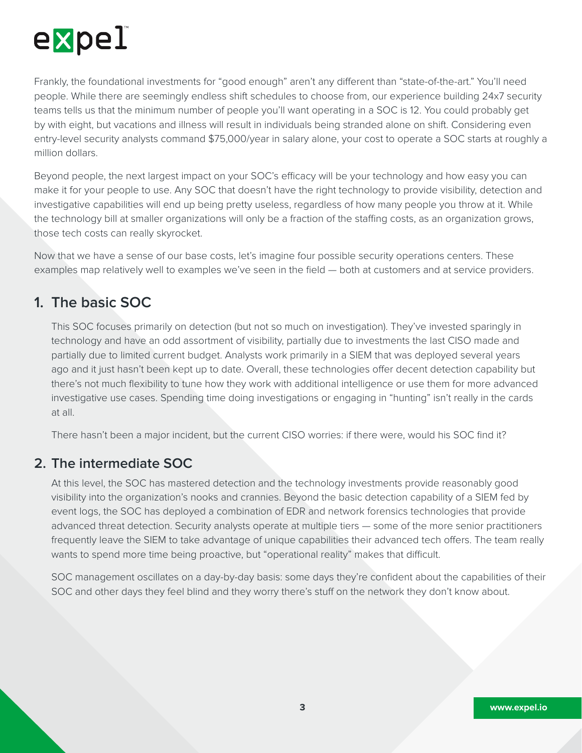Frankly, the foundational investments for "good enough" aren't any different than "state-of-the-art." You'll need people. While there are seemingly endless shift schedules to choose from, our experience building 24x7 security teams tells us that the minimum number of people you'll want operating in a SOC is 12. You could probably get by with eight, but vacations and illness will result in individuals being stranded alone on shift. Considering even entry-level security analysts command $75,000/year in salary alone, your cost to operate a SOC starts at roughly a million dollars.

Beyond people, the next largest impact on your SOC's efficacy will be your technology and how easy you can make it for your people to use. Any SOC that doesn't have the right technology to provide visibility, detection and investigative capabilities will end up being pretty useless, regardless of how many people you throw at it. While the technology bill at smaller organizations will only be a fraction of the staffing costs, as an organization grows, those tech costs can really skyrocket.

Now that we have a sense of our base costs, let's imagine four possible security operations centers. These examples map relatively well to examples we've seen in the field — both at customers and at service providers.

## 1. The basic SOC

This SOC focuses primarily on detection (but not so much on investigation). They've invested sparingly in technology and have an odd assortment of visibility, partially due to investments the last CISO made and partially due to limited current budget. Analysts work primarily in a SIEM that was deployed several years ago and it just hasn't been kept up to date. Overall, these technologies offer decent detection capability but there's not much flexibility to tune how they work with additional intelligence or use them for more advanced investigative use cases. Spending time doing investigations or engaging in "hunting" isn't really in the cards at all.

There hasn't been a major incident, but the current CISO worries: if there were, would his SOC find it?

## 2. The intermediate SOC

At this level, the SOC has mastered detection and the technology investments provide reasonably good visibility into the organization's nooks and crannies. Beyond the basic detection capability of a SIEM fed by event logs, the SOC has deployed a combination of EDR and network forensics technologies that provide advanced threat detection. Security analysts operate at multiple tiers — some of the more senior practitioners frequently leave the SIEM to take advantage of unique capabilities their advanced tech offers. The team really wants to spend more time being proactive, but "operational reality" makes that difficult.

SOC management oscillates on a day-by-day basis: some days they're confident about the capabilities of their SOC and other days they feel blind and they worry there's stuff on the network they don't know about.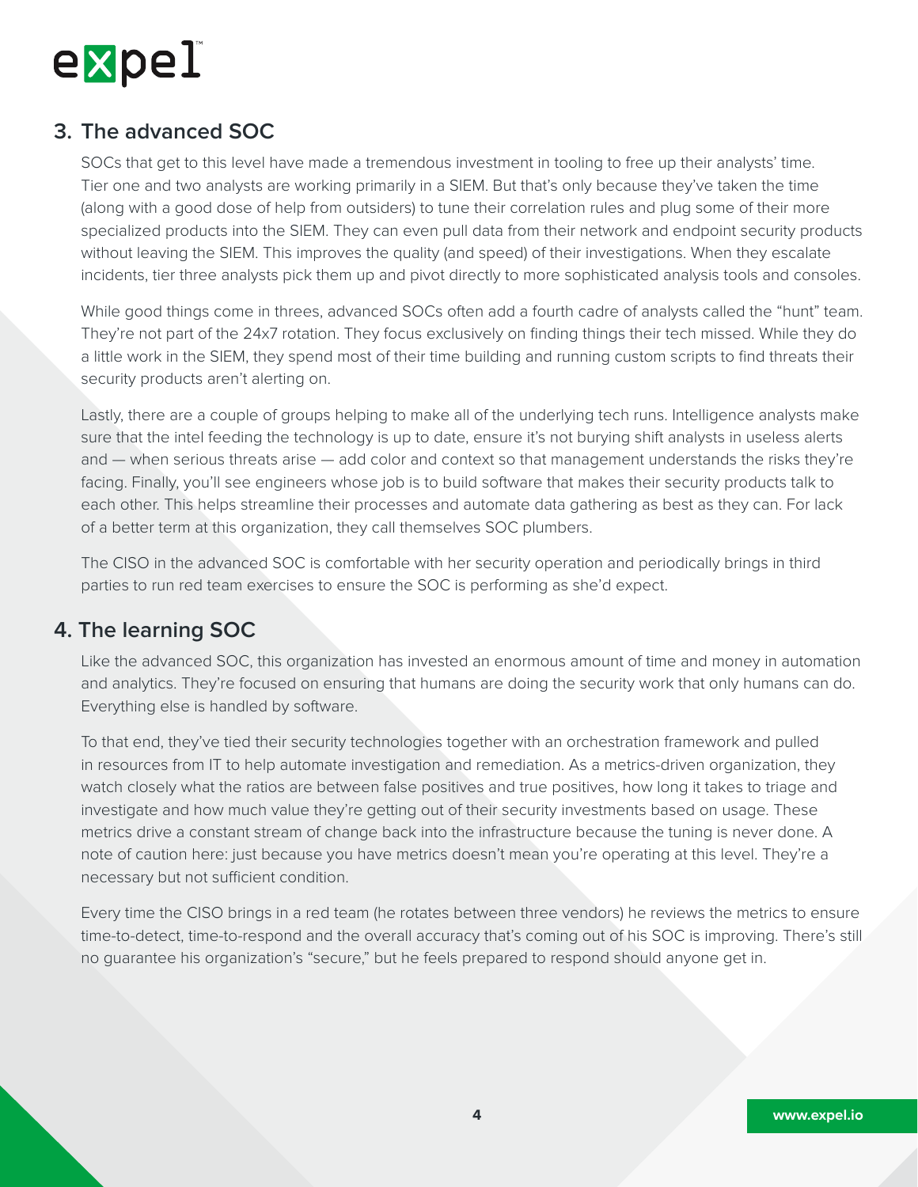## 3. The advanced SOC

SOCs that get to this level have made a tremendous investment in tooling to free up their analysts' time. Tier one and two analysts are working primarily in a SIEM. But that's only because they've taken the time (along with a good dose of help from outsiders) to tune their correlation rules and plug some of their more specialized products into the SIEM. They can even pull data from their network and endpoint security products without leaving the SIEM. This improves the quality (and speed) of their investigations. When they escalate incidents, tier three analysts pick them up and pivot directly to more sophisticated analysis tools and consoles.

While good things come in threes, advanced SOCs often add a fourth cadre of analysts called the "hunt" team. They're not part of the 24x7 rotation. They focus exclusively on finding things their tech missed. While they do a little work in the SIEM, they spend most of their time building and running custom scripts to find threats their security products aren't alerting on.

Lastly, there are a couple of groups helping to make all of the underlying tech runs. Intelligence analysts make sure that the intel feeding the technology is up to date, ensure it's not burying shift analysts in useless alerts and — when serious threats arise — add color and context so that management understands the risks they're facing. Finally, you'll see engineers whose job is to build software that makes their security products talk to each other. This helps streamline their processes and automate data gathering as best as they can. For lack of a better term at this organization, they call themselves SOC plumbers.

The CISO in the advanced SOC is comfortable with her security operation and periodically brings in third parties to run red team exercises to ensure the SOC is performing as she'd expect.

## 4. The learning SOC

Like the advanced SOC, this organization has invested an enormous amount of time and money in automation and analytics. They're focused on ensuring that humans are doing the security work that only humans can do. Everything else is handled by software.

To that end, they've tied their security technologies together with an orchestration framework and pulled in resources from IT to help automate investigation and remediation. As a metrics-driven organization, they watch closely what the ratios are between false positives and true positives, how long it takes to triage and investigate and how much value they're getting out of their security investments based on usage. These metrics drive a constant stream of change back into the infrastructure because the tuning is never done. A note of caution here: just because you have metrics doesn't mean you're operating at this level. They're a necessary but not sufficient condition.

Every time the CISO brings in a red team (he rotates between three vendors) he reviews the metrics to ensure time-to-detect, time-to-respond and the overall accuracy that's coming out of his SOC is improving. There's still no guarantee his organization's "secure," but he feels prepared to respond should anyone get in.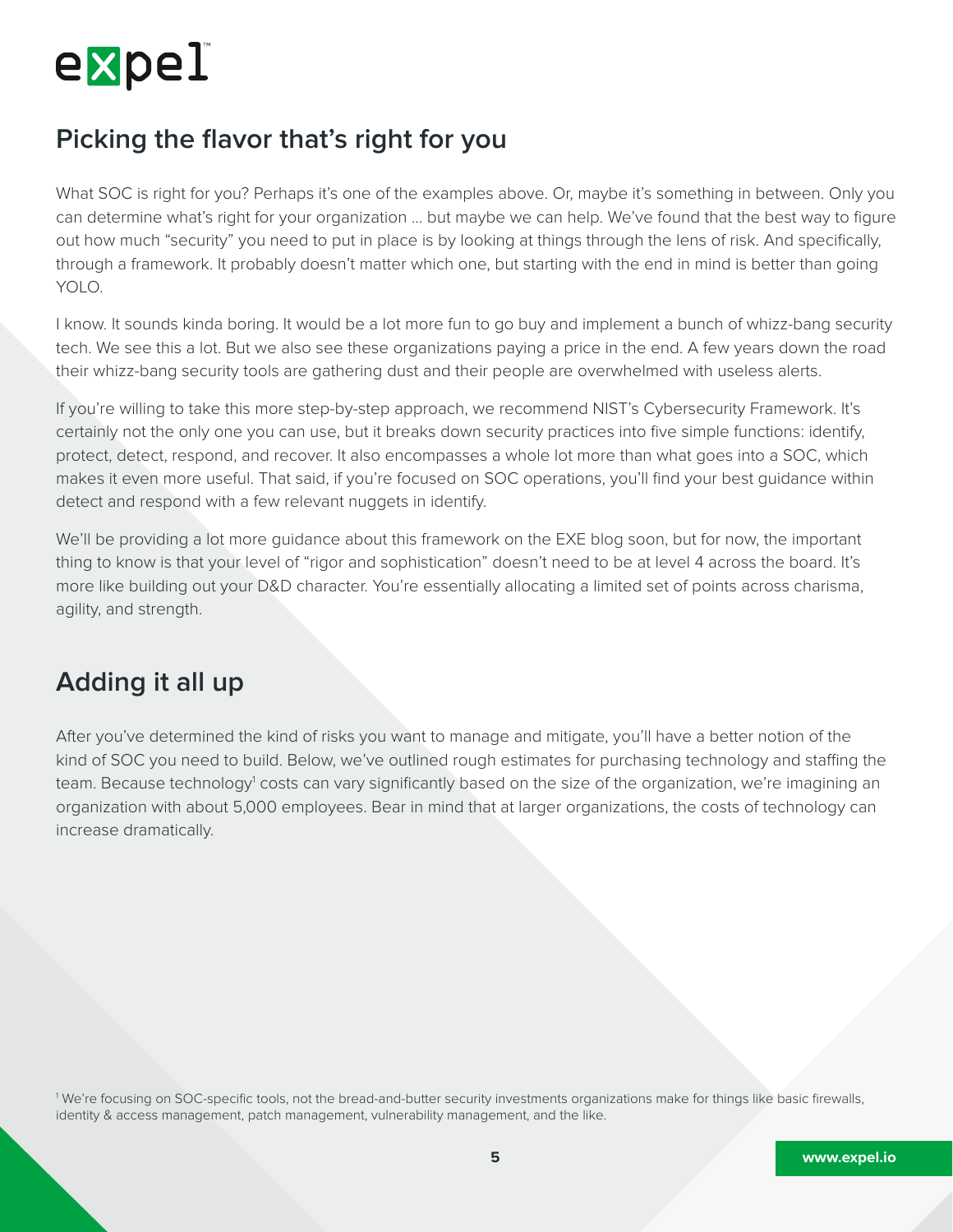## Picking the flavor that's right for you

What SOC is right for you? Perhaps it's one of the examples above. Or, maybe it's something in between. Only you can determine what's right for your organization … but maybe we can help. We've found that the best way to figure out how much "security" you need to put in place is by looking at things through the lens of risk. And specifically, through a framework. It probably doesn't matter which one, but starting with the end in mind is better than going YOLO.

I know. It sounds kinda boring. It would be a lot more fun to go buy and implement a bunch of whizz-bang security tech. We see this a lot. But we also see these organizations paying a price in the end. A few years down the road their whizz-bang security tools are gathering dust and their people are overwhelmed with useless alerts.

If you're willing to take this more step-by-step approach, we recommend NIST's Cybersecurity Framework. It's certainly not the only one you can use, but it breaks down security practices into five simple functions: identify, protect, detect, respond, and recover. It also encompasses a whole lot more than what goes into a SOC, which makes it even more useful. That said, if you're focused on SOC operations, you'll find your best guidance within detect and respond with a few relevant nuggets in identify.

We'll be providing a lot more guidance about this framework on the EXE blog soon, but for now, the important thing to know is that your level of "rigor and sophistication" doesn't need to be at level 4 across the board. It's more like building out your D&D character. You're essentially allocating a limited set of points across charisma, agility, and strength.

## Adding it all up

After you've determined the kind of risks you want to manage and mitigate, you'll have a better notion of the kind of SOC you need to build. Below, we've outlined rough estimates for purchasing technology and staffing the team. Because technology[1] costs can vary significantly based on the size of the organization, we're imagining an organization with about 5,000 employees. Bear in mind that at larger organizations, the costs of technology can increase dramatically.

[1] We're focusing on SOC-specific tools, not the bread-and-butter security investments organizations make for things like basic firewalls, identity & access management, patch management, vulnerability management, and the like.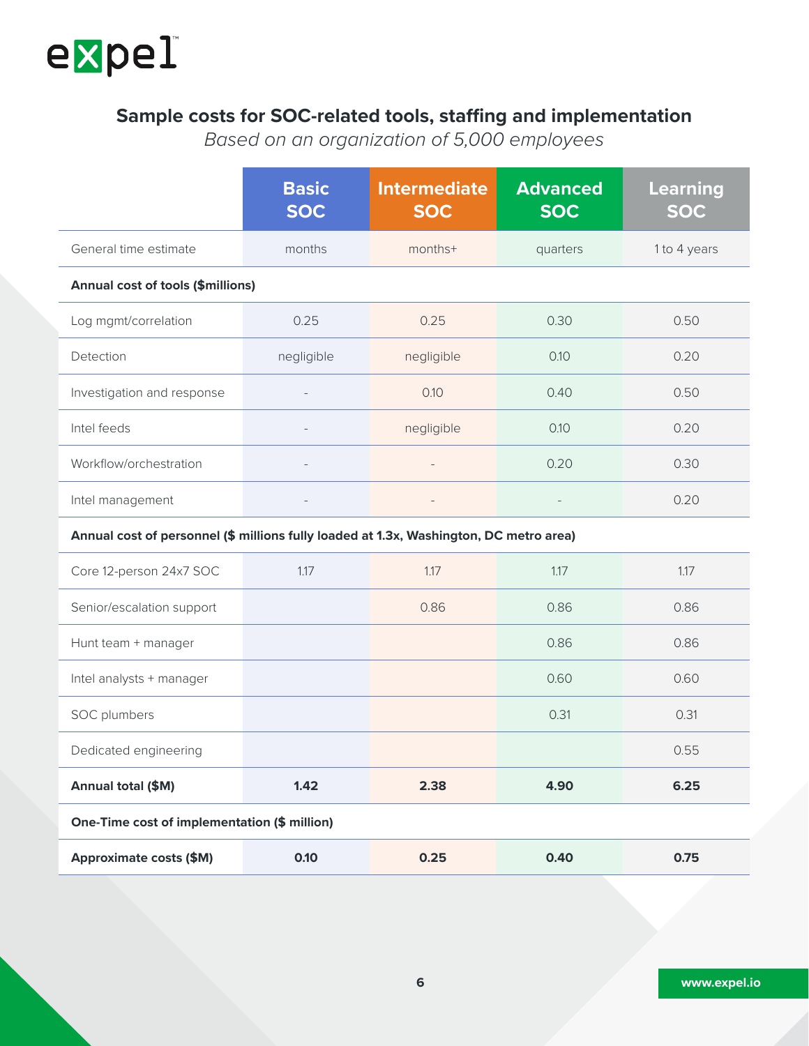## Sample costs for SOC-related tools, staffing and implementation

*Based on an organization of 5,000 employees*

| | Basic SOC | Intermediate SOC | Advanced SOC | Learning SOC |
|---|---|---|---|---|
| General time estimate | months | months+ | quarters | 1 to 4 years |
| **Annual cost of tools ($millions)** | | | | |
| Log mgmt/correlation | 0.25 | 0.25 | 0.30 | 0.50 |
| Detection | negligible | negligible | 0.10 | 0.20 |
| Investigation and response | - | 0.10 | 0.40 | 0.50 |
| Intel feeds | - | negligible | 0.10 | 0.20 |
| Workflow/orchestration | - | - | 0.20 | 0.30 |
| Intel management | - | - | - | 0.20 |
| **Annual cost of personnel ($ millions fully loaded at 1.3x, Washington, DC metro area)** | | | | |
| Core 12-person 24x7 SOC | 1.17 | 1.17 | 1.17 | 1.17 |
| Senior/escalation support | | 0.86 | 0.86 | 0.86 |
| Hunt team + manager | | | 0.86 | 0.86 |
| Intel analysts + manager | | | 0.60 | 0.60 |
| SOC plumbers | | | 0.31 | 0.31 |
| Dedicated engineering | | | | 0.55 |
| **Annual total ($M)** | **1.42** | **2.38** | **4.90** | **6.25** |
| **One-Time cost of implementation ($ million)** | | | | |
| **Approximate costs ($M)** | **0.10** | **0.25** | **0.40** | **0.75** |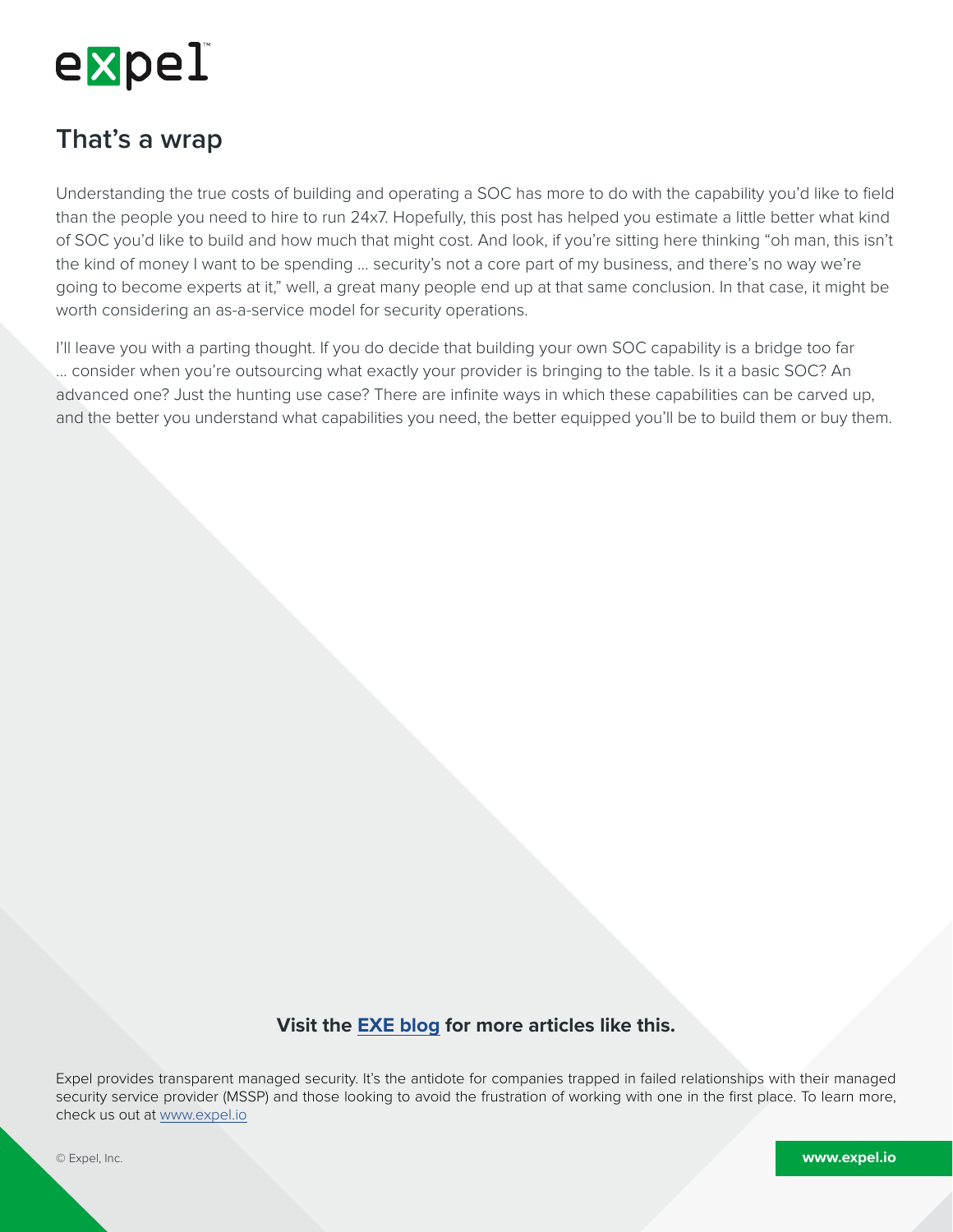## That's a wrap

Understanding the true costs of building and operating a SOC has more to do with the capability you'd like to field than the people you need to hire to run 24x7. Hopefully, this post has helped you estimate a little better what kind of SOC you'd like to build and how much that might cost. And look, if you're sitting here thinking "oh man, this isn't the kind of money I want to be spending … security's not a core part of my business, and there's no way we're going to become experts at it," well, a great many people end up at that same conclusion. In that case, it might be worth considering an as-a-service model for security operations.

I'll leave you with a parting thought. If you do decide that building your own SOC capability is a bridge too far … consider when you're outsourcing what exactly your provider is bringing to the table. Is it a basic SOC? An advanced one? Just the hunting use case? There are infinite ways in which these capabilities can be carved up, and the better you understand what capabilities you need, the better equipped you'll be to build them or buy them.

**Visit the EXE blog for more articles like this.**

Expel provides transparent managed security. It's the antidote for companies trapped in failed relationships with their managed security service provider (MSSP) and those looking to avoid the frustration of working with one in the first place. To learn more, check us out at www.expel.io

© Expel, Inc.

www.expel.io